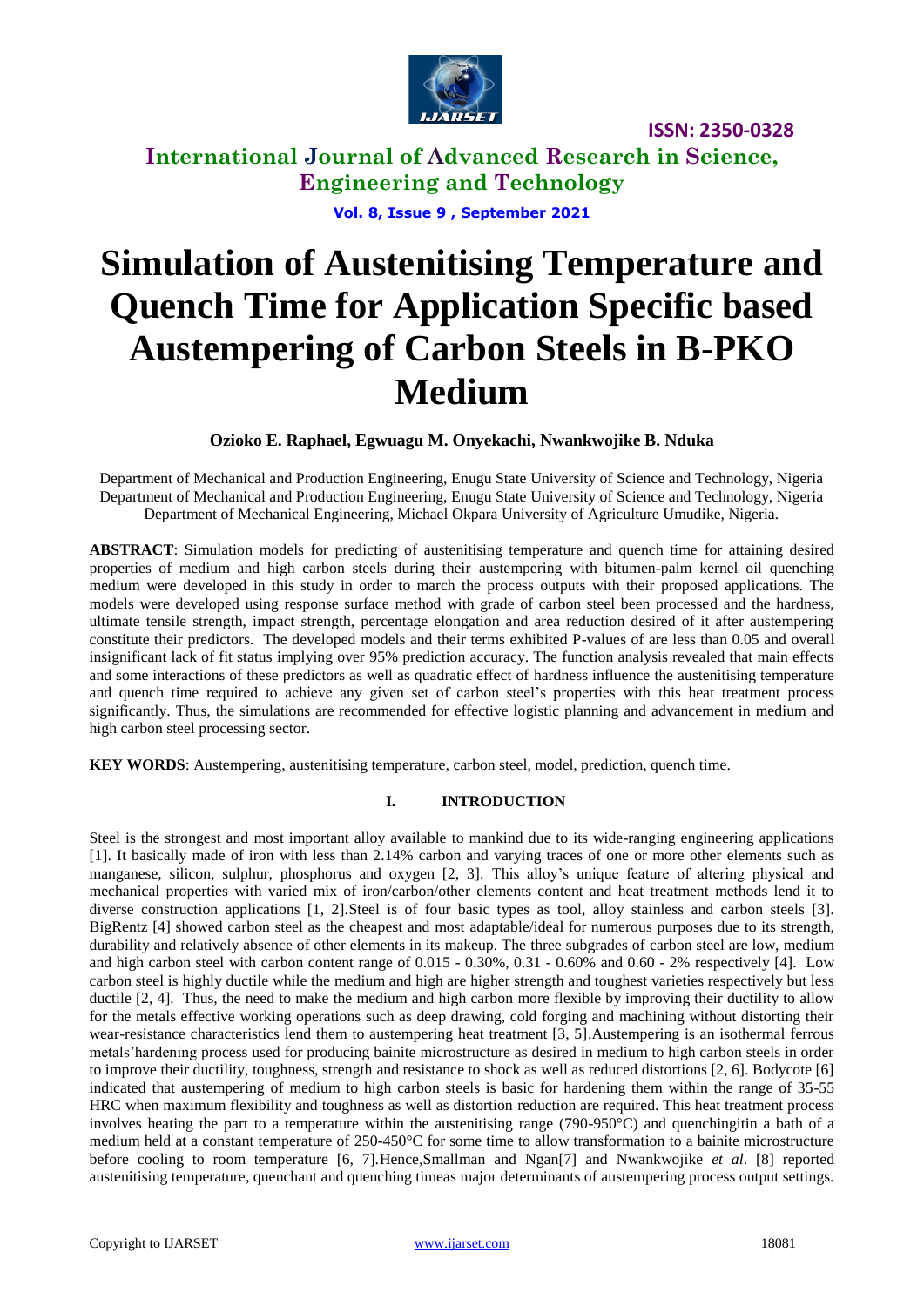# Simulation of Austenitising Temperature and Quench Time for Application Specific based Austempering of Carbon Steels in B-PKO Medium

**Ozioko E. Raphael, Egwuagu M. Onyekachi, Nwankwojike B. Nduka**

Department of Mechanical and Production Engineering, Enugu State University of Science and Technology, Nigeria
Department of Mechanical and Production Engineering, Enugu State University of Science and Technology, Nigeria
Department of Mechanical Engineering, Michael Okpara University of Agriculture Umudike, Nigeria.

**ABSTRACT**: Simulation models for predicting of austenitising temperature and quench time for attaining desired properties of medium and high carbon steels during their austempering with bitumen-palm kernel oil quenching medium were developed in this study in order to march the process outputs with their proposed applications. The models were developed using response surface method with grade of carbon steel been processed and the hardness, ultimate tensile strength, impact strength, percentage elongation and area reduction desired of it after austempering constitute their predictors. The developed models and their terms exhibited P-values of are less than 0.05 and overall insignificant lack of fit status implying over 95% prediction accuracy. The function analysis revealed that main effects and some interactions of these predictors as well as quadratic effect of hardness influence the austenitising temperature and quench time required to achieve any given set of carbon steel's properties with this heat treatment process significantly. Thus, the simulations are recommended for effective logistic planning and advancement in medium and high carbon steel processing sector.

**KEY WORDS**: Austempering, austenitising temperature, carbon steel, model, prediction, quench time.

## I. INTRODUCTION

Steel is the strongest and most important alloy available to mankind due to its wide-ranging engineering applications [1]. It basically made of iron with less than 2.14% carbon and varying traces of one or more other elements such as manganese, silicon, sulphur, phosphorus and oxygen [2, 3]. This alloy's unique feature of altering physical and mechanical properties with varied mix of iron/carbon/other elements content and heat treatment methods lend it to diverse construction applications [1, 2].Steel is of four basic types as tool, alloy stainless and carbon steels [3]. BigRentz [4] showed carbon steel as the cheapest and most adaptable/ideal for numerous purposes due to its strength, durability and relatively absence of other elements in its makeup. The three subgrades of carbon steel are low, medium and high carbon steel with carbon content range of 0.015 - 0.30%, 0.31 - 0.60% and 0.60 - 2% respectively [4]. Low carbon steel is highly ductile while the medium and high are higher strength and toughest varieties respectively but less ductile [2, 4]. Thus, the need to make the medium and high carbon more flexible by improving their ductility to allow for the metals effective working operations such as deep drawing, cold forging and machining without distorting their wear-resistance characteristics lend them to austempering heat treatment [3, 5].Austempering is an isothermal ferrous metals'hardening process used for producing bainite microstructure as desired in medium to high carbon steels in order to improve their ductility, toughness, strength and resistance to shock as well as reduced distortions [2, 6]. Bodycote [6] indicated that austempering of medium to high carbon steels is basic for hardening them within the range of 35-55 HRC when maximum flexibility and toughness as well as distortion reduction are required. This heat treatment process involves heating the part to a temperature within the austenitising range (790-950°C) and quenchingitin a bath of a medium held at a constant temperature of 250-450°C for some time to allow transformation to a bainite microstructure before cooling to room temperature [6, 7].Hence,Smallman and Ngan[7] and Nwankwojike *et al*. [8] reported austenitising temperature, quenchant and quenching timeas major determinants of austempering process output settings.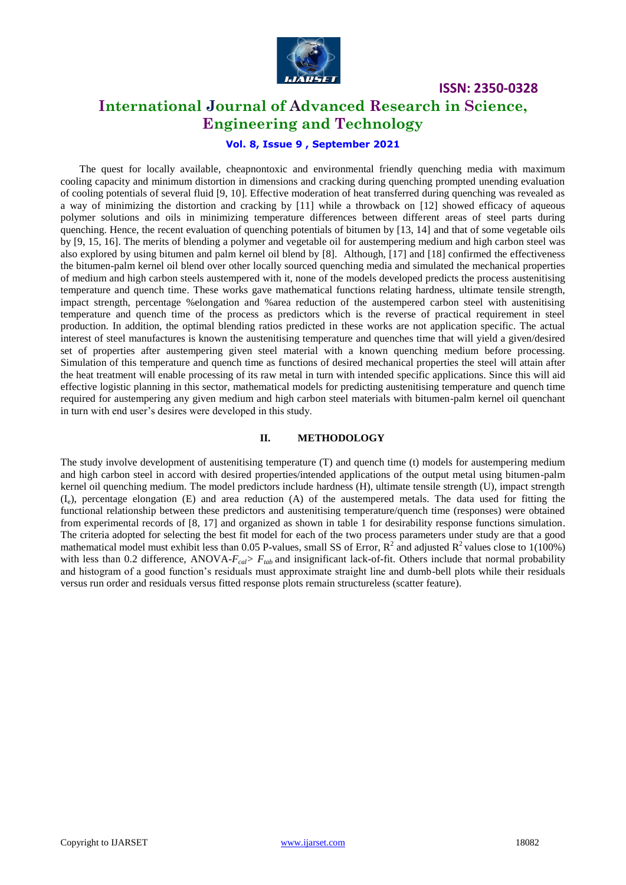The quest for locally available, cheapnontoxic and environmental friendly quenching media with maximum cooling capacity and minimum distortion in dimensions and cracking during quenching prompted unending evaluation of cooling potentials of several fluid [9, 10]. Effective moderation of heat transferred during quenching was revealed as a way of minimizing the distortion and cracking by [11] while a throwback on [12] showed efficacy of aqueous polymer solutions and oils in minimizing temperature differences between different areas of steel parts during quenching. Hence, the recent evaluation of quenching potentials of bitumen by [13, 14] and that of some vegetable oils by [9, 15, 16]. The merits of blending a polymer and vegetable oil for austempering medium and high carbon steel was also explored by using bitumen and palm kernel oil blend by [8]. Although, [17] and [18] confirmed the effectiveness the bitumen-palm kernel oil blend over other locally sourced quenching media and simulated the mechanical properties of medium and high carbon steels austempered with it, none of the models developed predicts the process austenitising temperature and quench time. These works gave mathematical functions relating hardness, ultimate tensile strength, impact strength, percentage %elongation and %area reduction of the austempered carbon steel with austenitising temperature and quench time of the process as predictors which is the reverse of practical requirement in steel production. In addition, the optimal blending ratios predicted in these works are not application specific. The actual interest of steel manufactures is known the austenitising temperature and quenches time that will yield a given/desired set of properties after austempering given steel material with a known quenching medium before processing. Simulation of this temperature and quench time as functions of desired mechanical properties the steel will attain after the heat treatment will enable processing of its raw metal in turn with intended specific applications. Since this will aid effective logistic planning in this sector, mathematical models for predicting austenitising temperature and quench time required for austempering any given medium and high carbon steel materials with bitumen-palm kernel oil quenchant in turn with end user's desires were developed in this study.

## II. METHODOLOGY

The study involve development of austenitising temperature (T) and quench time (t) models for austempering medium and high carbon steel in accord with desired properties/intended applications of the output metal using bitumen-palm kernel oil quenching medium. The model predictors include hardness (H), ultimate tensile strength (U), impact strength ($I_e$), percentage elongation (E) and area reduction (A) of the austempered metals. The data used for fitting the functional relationship between these predictors and austenitising temperature/quench time (responses) were obtained from experimental records of [8, 17] and organized as shown in table 1 for desirability response functions simulation. The criteria adopted for selecting the best fit model for each of the two process parameters under study are that a good mathematical model must exhibit less than 0.05 P-values, small SS of Error, $R^2$ and adjusted $R^2$ values close to 1(100%) with less than 0.2 difference, ANOVA-$F_{cal}$> $F_{tab}$ and insignificant lack-of-fit. Others include that normal probability and histogram of a good function's residuals must approximate straight line and dumb-bell plots while their residuals versus run order and residuals versus fitted response plots remain structureless (scatter feature).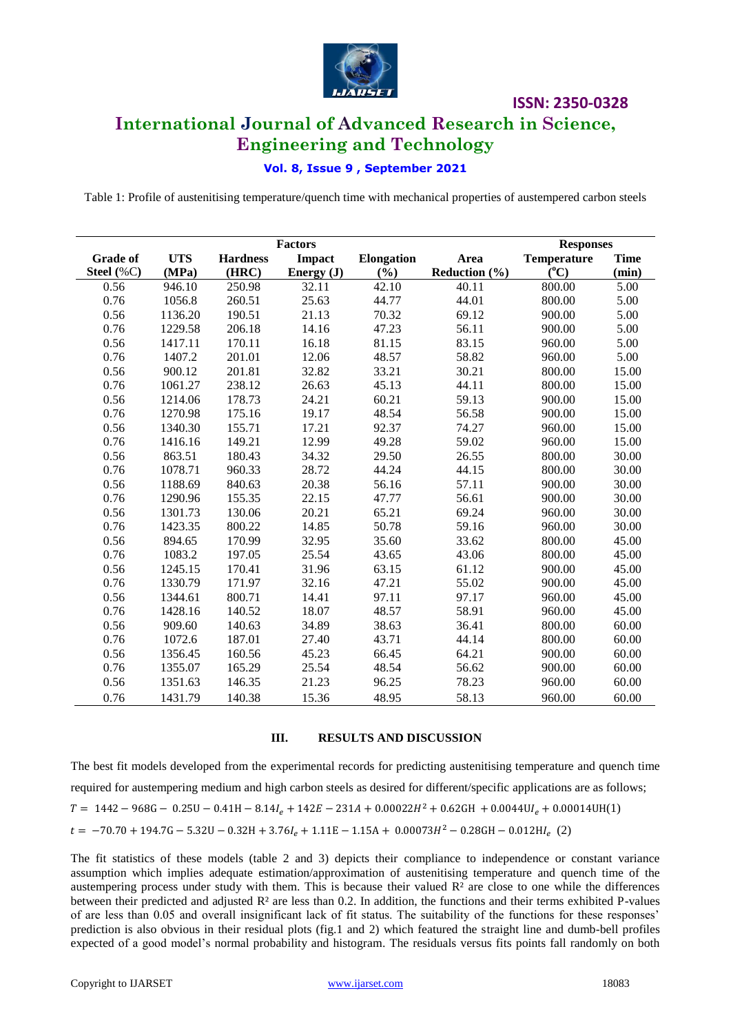Table 1: Profile of austenitising temperature/quench time with mechanical properties of austempered carbon steels

| Factors | | | | | | Responses | |
|---|---|---|---|---|---|---|---|
| Grade of Steel (%C) | UTS (MPa) | Hardness (HRC) | Impact Energy (J) | Elongation (%) | Area Reduction (%) | Temperature (°C) | Time (min) |
| 0.56 | 946.10 | 250.98 | 32.11 | 42.10 | 40.11 | 800.00 | 5.00 |
| 0.76 | 1056.8 | 260.51 | 25.63 | 44.77 | 44.01 | 800.00 | 5.00 |
| 0.56 | 1136.20 | 190.51 | 21.13 | 70.32 | 69.12 | 900.00 | 5.00 |
| 0.76 | 1229.58 | 206.18 | 14.16 | 47.23 | 56.11 | 900.00 | 5.00 |
| 0.56 | 1417.11 | 170.11 | 16.18 | 81.15 | 83.15 | 960.00 | 5.00 |
| 0.76 | 1407.2 | 201.01 | 12.06 | 48.57 | 58.82 | 960.00 | 5.00 |
| 0.56 | 900.12 | 201.81 | 32.82 | 33.21 | 30.21 | 800.00 | 15.00 |
| 0.76 | 1061.27 | 238.12 | 26.63 | 45.13 | 44.11 | 800.00 | 15.00 |
| 0.56 | 1214.06 | 178.73 | 24.21 | 60.21 | 59.13 | 900.00 | 15.00 |
| 0.76 | 1270.98 | 175.16 | 19.17 | 48.54 | 56.58 | 900.00 | 15.00 |
| 0.56 | 1340.30 | 155.71 | 17.21 | 92.37 | 74.27 | 960.00 | 15.00 |
| 0.76 | 1416.16 | 149.21 | 12.99 | 49.28 | 59.02 | 960.00 | 15.00 |
| 0.56 | 863.51 | 180.43 | 34.32 | 29.50 | 26.55 | 800.00 | 30.00 |
| 0.76 | 1078.71 | 960.33 | 28.72 | 44.24 | 44.15 | 800.00 | 30.00 |
| 0.56 | 1188.69 | 840.63 | 20.38 | 56.16 | 57.11 | 900.00 | 30.00 |
| 0.76 | 1290.96 | 155.35 | 22.15 | 47.77 | 56.61 | 900.00 | 30.00 |
| 0.56 | 1301.73 | 130.06 | 20.21 | 65.21 | 69.24 | 960.00 | 30.00 |
| 0.76 | 1423.35 | 800.22 | 14.85 | 50.78 | 59.16 | 960.00 | 30.00 |
| 0.56 | 894.65 | 170.99 | 32.95 | 35.60 | 33.62 | 800.00 | 45.00 |
| 0.76 | 1083.2 | 197.05 | 25.54 | 43.65 | 43.06 | 800.00 | 45.00 |
| 0.56 | 1245.15 | 170.41 | 31.96 | 63.15 | 61.12 | 900.00 | 45.00 |
| 0.76 | 1330.79 | 171.97 | 32.16 | 47.21 | 55.02 | 900.00 | 45.00 |
| 0.56 | 1344.61 | 800.71 | 14.41 | 97.11 | 97.17 | 960.00 | 45.00 |
| 0.76 | 1428.16 | 140.52 | 18.07 | 48.57 | 58.91 | 960.00 | 45.00 |
| 0.56 | 909.60 | 140.63 | 34.89 | 38.63 | 36.41 | 800.00 | 60.00 |
| 0.76 | 1072.6 | 187.01 | 27.40 | 43.71 | 44.14 | 800.00 | 60.00 |
| 0.56 | 1356.45 | 160.56 | 45.23 | 66.45 | 64.21 | 900.00 | 60.00 |
| 0.76 | 1355.07 | 165.29 | 25.54 | 48.54 | 56.62 | 900.00 | 60.00 |
| 0.56 | 1351.63 | 146.35 | 21.23 | 96.25 | 78.23 | 960.00 | 60.00 |
| 0.76 | 1431.79 | 140.38 | 15.36 | 48.95 | 58.13 | 960.00 | 60.00 |

## III. RESULTS AND DISCUSSION

The best fit models developed from the experimental records for predicting austenitising temperature and quench time required for austempering medium and high carbon steels as desired for different/specific applications are as follows;

$$T = 1442 - 968G - 0.25U - 0.41H - 8.14I_e + 142E - 231A + 0.00022H^2 + 0.62GH + 0.0044UI_e + 0.00014UH \quad (1)$$

$$t = -70.70 + 194.7G - 5.32U - 0.32H + 3.76I_e + 1.11E - 1.15A + 0.00073H^2 - 0.28GH - 0.012HI_e \quad (2)$$

The fit statistics of these models (table 2 and 3) depicts their compliance to independence or constant variance assumption which implies adequate estimation/approximation of austenitising temperature and quench time of the austempering process under study with them. This is because their valued $R^2$ are close to one while the differences between their predicted and adjusted $R^2$ are less than 0.2. In addition, the functions and their terms exhibited P-values of are less than 0.05 and overall insignificant lack of fit status. The suitability of the functions for these responses' prediction is also obvious in their residual plots (fig.1 and 2) which featured the straight line and dumb-bell profiles expected of a good model's normal probability and histogram. The residuals versus fits points fall randomly on both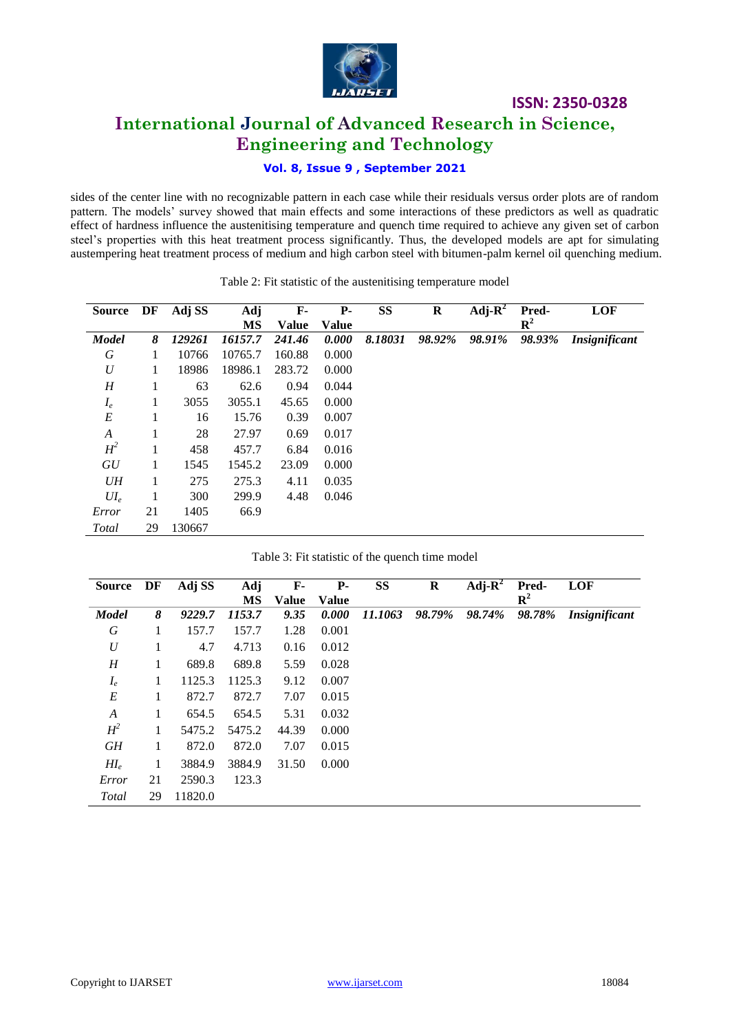sides of the center line with no recognizable pattern in each case while their residuals versus order plots are of random pattern. The models' survey showed that main effects and some interactions of these predictors as well as quadratic effect of hardness influence the austenitising temperature and quench time required to achieve any given set of carbon steel's properties with this heat treatment process significantly. Thus, the developed models are apt for simulating austempering heat treatment process of medium and high carbon steel with bitumen-palm kernel oil quenching medium.

Table 2: Fit statistic of the austenitising temperature model

| Source | DF | Adj SS | Adj MS | F-Value | P-Value | SS | R | Adj-$R^2$ | Pred-$R^2$ | LOF |
|---|---|---|---|---|---|---|---|---|---|---|
| ***Model*** | ***8*** | ***129261*** | ***16157.7*** | ***241.46*** | ***0.000*** | ***8.18031*** | ***98.92%*** | ***98.91%*** | ***98.93%*** | ***Insignificant*** |
| $G$ | 1 | 10766 | 10765.7 | 160.88 | 0.000 | | | | | |
| $U$ | 1 | 18986 | 18986.1 | 283.72 | 0.000 | | | | | |
| $H$ | 1 | 63 | 62.6 | 0.94 | 0.044 | | | | | |
| $I_e$ | 1 | 3055 | 3055.1 | 45.65 | 0.000 | | | | | |
| $E$ | 1 | 16 | 15.76 | 0.39 | 0.007 | | | | | |
| $A$ | 1 | 28 | 27.97 | 0.69 | 0.017 | | | | | |
| $H^2$ | 1 | 458 | 457.7 | 6.84 | 0.016 | | | | | |
| $GU$ | 1 | 1545 | 1545.2 | 23.09 | 0.000 | | | | | |
| $UH$ | 1 | 275 | 275.3 | 4.11 | 0.035 | | | | | |
| $UI_e$ | 1 | 300 | 299.9 | 4.48 | 0.046 | | | | | |
| *Error* | 21 | 1405 | 66.9 | | | | | | | |
| *Total* | 29 | 130667 | | | | | | | | |

Table 3: Fit statistic of the quench time model

| Source | DF | Adj SS | Adj MS | F-Value | P-Value | SS | R | Adj-$R^2$ | Pred-$R^2$ | LOF |
|---|---|---|---|---|---|---|---|---|---|---|
| ***Model*** | ***8*** | ***9229.7*** | ***1153.7*** | ***9.35*** | ***0.000*** | ***11.1063*** | ***98.79%*** | ***98.74%*** | ***98.78%*** | ***Insignificant*** |
| $G$ | 1 | 157.7 | 157.7 | 1.28 | 0.001 | | | | | |
| $U$ | 1 | 4.7 | 4.713 | 0.16 | 0.012 | | | | | |
| $H$ | 1 | 689.8 | 689.8 | 5.59 | 0.028 | | | | | |
| $I_e$ | 1 | 1125.3 | 1125.3 | 9.12 | 0.007 | | | | | |
| $E$ | 1 | 872.7 | 872.7 | 7.07 | 0.015 | | | | | |
| $A$ | 1 | 654.5 | 654.5 | 5.31 | 0.032 | | | | | |
| $H^2$ | 1 | 5475.2 | 5475.2 | 44.39 | 0.000 | | | | | |
| $GH$ | 1 | 872.0 | 872.0 | 7.07 | 0.015 | | | | | |
| $HI_e$ | 1 | 3884.9 | 3884.9 | 31.50 | 0.000 | | | | | |
| *Error* | 21 | 2590.3 | 123.3 | | | | | | | |
| *Total* | 29 | 11820.0 | | | | | | | | |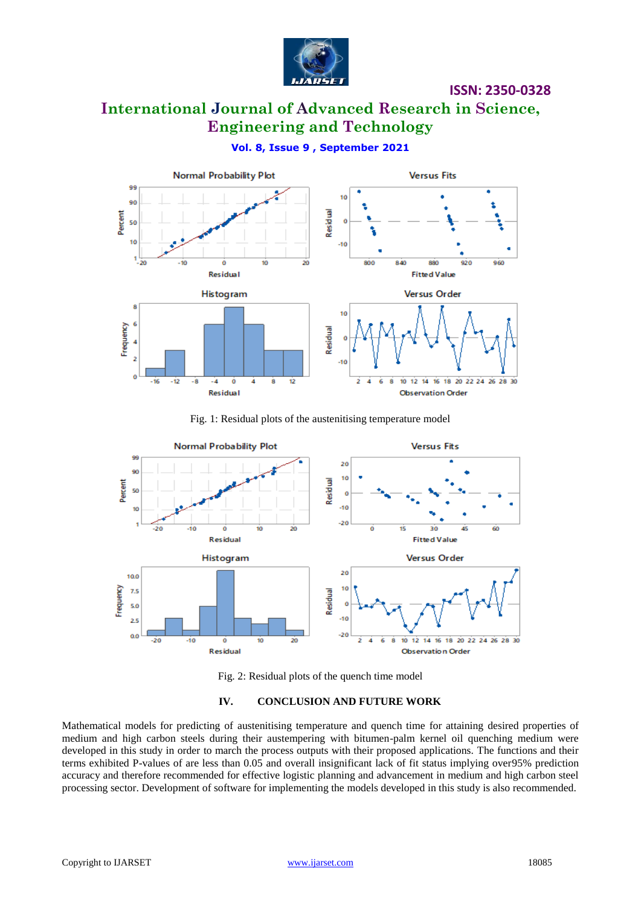Fig. 1: Residual plots of the austenitising temperature model

Fig. 2: Residual plots of the quench time model

## IV. CONCLUSION AND FUTURE WORK

Mathematical models for predicting of austenitising temperature and quench time for attaining desired properties of medium and high carbon steels during their austempering with bitumen-palm kernel oil quenching medium were developed in this study in order to march the process outputs with their proposed applications. The functions and their terms exhibited P-values of are less than 0.05 and overall insignificant lack of fit status implying over95% prediction accuracy and therefore recommended for effective logistic planning and advancement in medium and high carbon steel processing sector. Development of software for implementing the models developed in this study is also recommended.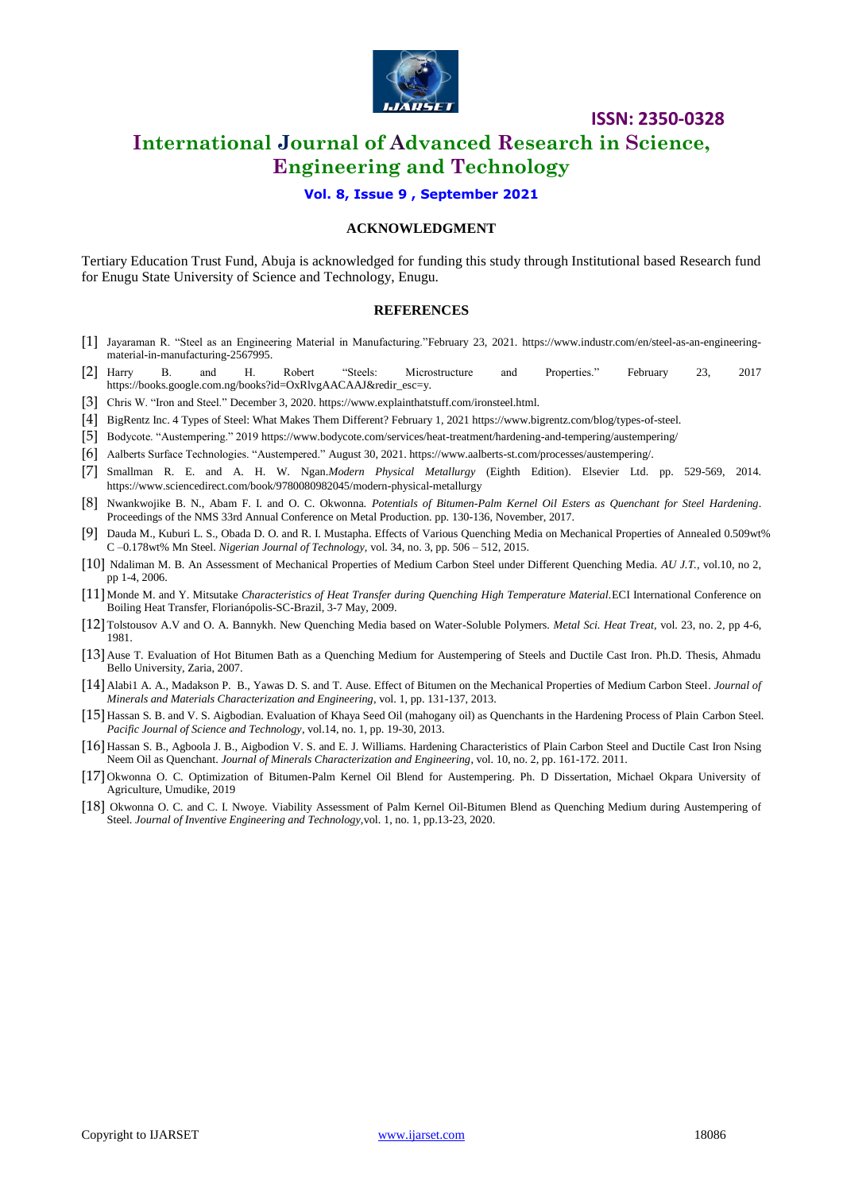## ACKNOWLEDGMENT

Tertiary Education Trust Fund, Abuja is acknowledged for funding this study through Institutional based Research fund for Enugu State University of Science and Technology, Enugu.

## REFERENCES

[1] Jayaraman R. "Steel as an Engineering Material in Manufacturing."February 23, 2021. https://www.industr.com/en/steel-as-an-engineering-material-in-manufacturing-2567995.

[2] Harry B. and H. Robert "Steels: Microstructure and Properties." February 23, 2017 https://books.google.com.ng/books?id=OxRlvgAACAAJ&redir_esc=y.

[3] Chris W. "Iron and Steel." December 3, 2020. https://www.explainthatstuff.com/ironsteel.html.

[4] BigRentz Inc. 4 Types of Steel: What Makes Them Different? February 1, 2021 https://www.bigrentz.com/blog/types-of-steel.

[5] Bodycote. "Austempering." 2019 https://www.bodycote.com/services/heat-treatment/hardening-and-tempering/austempering/

[6] Aalberts Surface Technologies. "Austempered." August 30, 2021. https://www.aalberts-st.com/processes/austempering/.

[7] Smallman R. E. and A. H. W. Ngan.*Modern Physical Metallurgy* (Eighth Edition). Elsevier Ltd. pp. 529-569, 2014. https://www.sciencedirect.com/book/9780080982045/modern-physical-metallurgy

[8] Nwankwojike B. N., Abam F. I. and O. C. Okwonna. *Potentials of Bitumen-Palm Kernel Oil Esters as Quenchant for Steel Hardening*. Proceedings of the NMS 33rd Annual Conference on Metal Production. pp. 130-136, November, 2017.

[9] Dauda M., Kuburi L. S., Obada D. O. and R. I. Mustapha. Effects of Various Quenching Media on Mechanical Properties of Annealed 0.509wt% C –0.178wt% Mn Steel. *Nigerian Journal of Technology*, vol. 34, no. 3, pp. 506 – 512, 2015.

[10] Ndaliman M. B. An Assessment of Mechanical Properties of Medium Carbon Steel under Different Quenching Media. *AU J.T.*, vol.10, no 2, pp 1-4, 2006.

[11] Monde M. and Y. Mitsutake *Characteristics of Heat Transfer during Quenching High Temperature Material.*ECI International Conference on Boiling Heat Transfer, Florianópolis-SC-Brazil, 3-7 May, 2009.

[12] Tolstousov A.V and O. A. Bannykh. New Quenching Media based on Water-Soluble Polymers. *Metal Sci. Heat Treat*, vol. 23, no. 2, pp 4-6, 1981.

[13] Ause T. Evaluation of Hot Bitumen Bath as a Quenching Medium for Austempering of Steels and Ductile Cast Iron. Ph.D. Thesis, Ahmadu Bello University, Zaria, 2007.

[14] Alabi1 A. A., Madakson P. B., Yawas D. S. and T. Ause. Effect of Bitumen on the Mechanical Properties of Medium Carbon Steel. *Journal of Minerals and Materials Characterization and Engineering*, vol. 1, pp. 131-137, 2013.

[15] Hassan S. B. and V. S. Aigbodian. Evaluation of Khaya Seed Oil (mahogany oil) as Quenchants in the Hardening Process of Plain Carbon Steel. *Pacific Journal of Science and Technology*, vol.14, no. 1, pp. 19-30, 2013.

[16] Hassan S. B., Agboola J. B., Aigbodion V. S. and E. J. Williams. Hardening Characteristics of Plain Carbon Steel and Ductile Cast Iron Nsing Neem Oil as Quenchant. *Journal of Minerals Characterization and Engineering*, vol. 10, no. 2, pp. 161-172. 2011.

[17] Okwonna O. C. Optimization of Bitumen-Palm Kernel Oil Blend for Austempering. Ph. D Dissertation, Michael Okpara University of Agriculture, Umudike, 2019

[18] Okwonna O. C. and C. I. Nwoye. Viability Assessment of Palm Kernel Oil-Bitumen Blend as Quenching Medium during Austempering of Steel. *Journal of Inventive Engineering and Technology*,vol. 1, no. 1, pp.13-23, 2020.